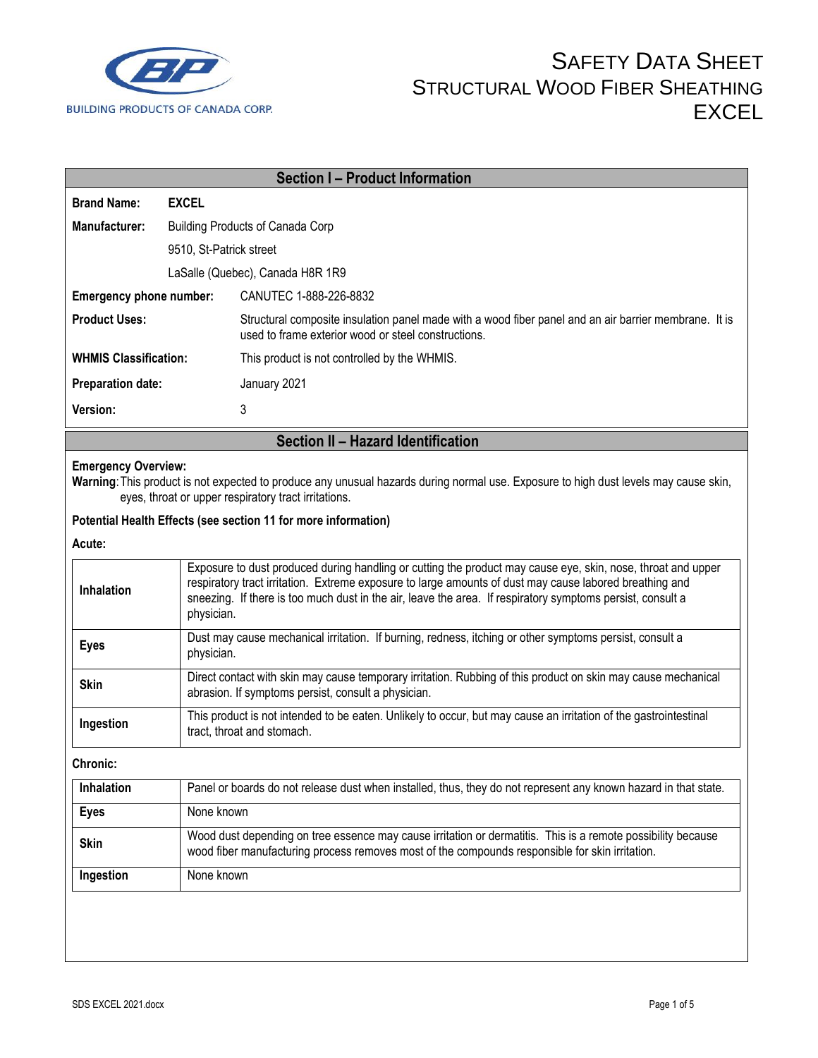BUILDING PRODUCTS OF CANADA CORP.

# SAFETY DATA SHEET
## STRUCTURAL WOOD FIBER SHEATHING
## EXCEL

## Section I – Product Information

**Brand Name:** **EXCEL**

**Manufacturer:** Building Products of Canada Corp
9510, St-Patrick street
LaSalle (Quebec), Canada H8R 1R9

**Emergency phone number:** CANUTEC 1-888-226-8832

**Product Uses:** Structural composite insulation panel made with a wood fiber panel and an air barrier membrane. It is used to frame exterior wood or steel constructions.

**WHMIS Classification:** This product is not controlled by the WHMIS.

**Preparation date:** January 2021

**Version:** 3

## Section II – Hazard Identification

**Emergency Overview:**

**Warning**: This product is not expected to produce any unusual hazards during normal use. Exposure to high dust levels may cause skin, eyes, throat or upper respiratory tract irritations.

**Potential Health Effects (see section 11 for more information)**

**Acute:**

| | |
|---|---|
| **Inhalation** | Exposure to dust produced during handling or cutting the product may cause eye, skin, nose, throat and upper respiratory tract irritation. Extreme exposure to large amounts of dust may cause labored breathing and sneezing. If there is too much dust in the air, leave the area. If respiratory symptoms persist, consult a physician. |
| **Eyes** | Dust may cause mechanical irritation. If burning, redness, itching or other symptoms persist, consult a physician. |
| **Skin** | Direct contact with skin may cause temporary irritation. Rubbing of this product on skin may cause mechanical abrasion. If symptoms persist, consult a physician. |
| **Ingestion** | This product is not intended to be eaten. Unlikely to occur, but may cause an irritation of the gastrointestinal tract, throat and stomach. |

**Chronic:**

| | |
|---|---|
| **Inhalation** | Panel or boards do not release dust when installed, thus, they do not represent any known hazard in that state. |
| **Eyes** | None known |
| **Skin** | Wood dust depending on tree essence may cause irritation or dermatitis. This is a remote possibility because wood fiber manufacturing process removes most of the compounds responsible for skin irritation. |
| **Ingestion** | None known |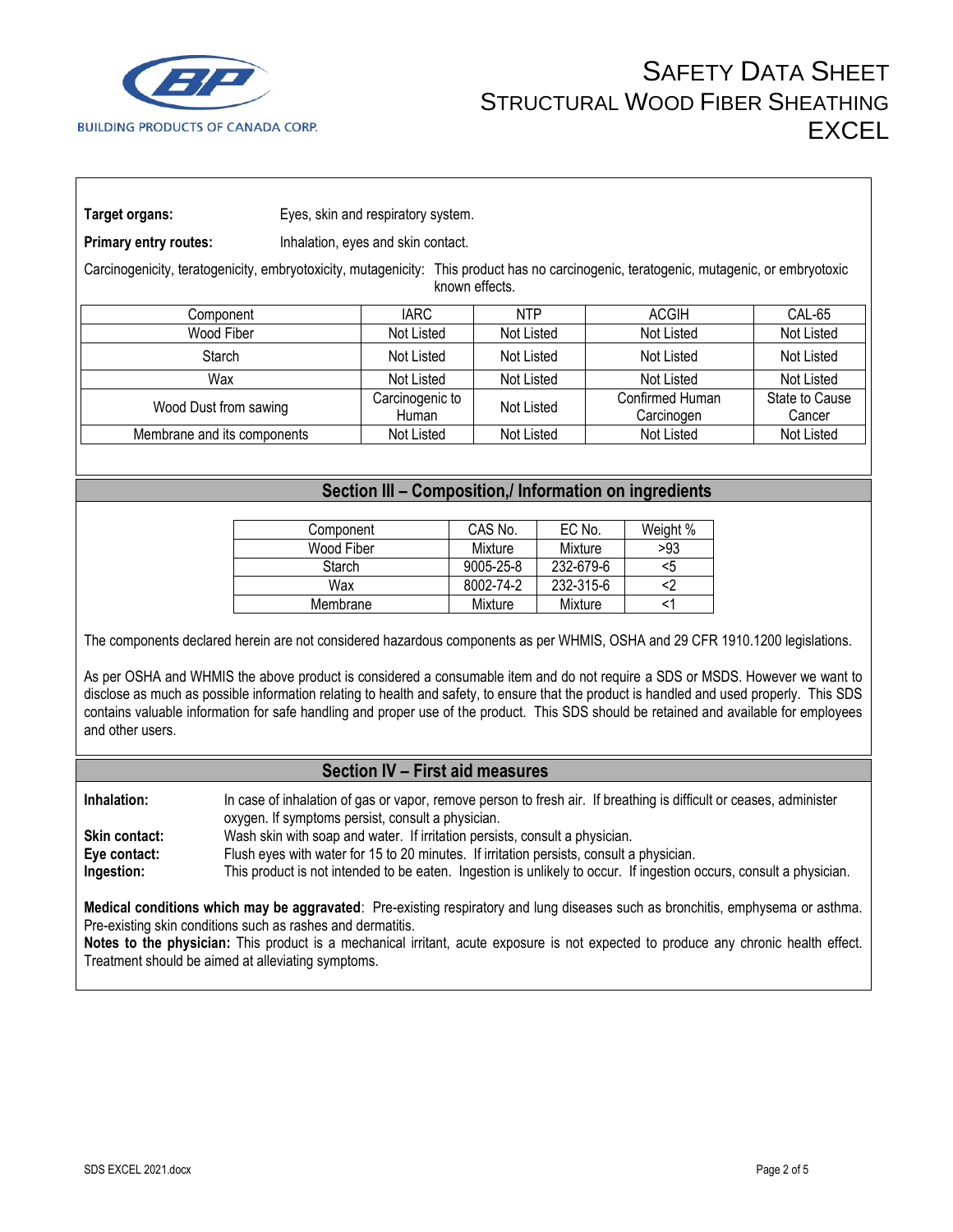**Target organs:** Eyes, skin and respiratory system.

**Primary entry routes:** Inhalation, eyes and skin contact.

Carcinogenicity, teratogenicity, embryotoxicity, mutagenicity: This product has no carcinogenic, teratogenic, mutagenic, or embryotoxic known effects.

| Component | IARC | NTP | ACGIH | CAL-65 |
|---|---|---|---|---|
| Wood Fiber | Not Listed | Not Listed | Not Listed | Not Listed |
| Starch | Not Listed | Not Listed | Not Listed | Not Listed |
| Wax | Not Listed | Not Listed | Not Listed | Not Listed |
| Wood Dust from sawing | Carcinogenic to Human | Not Listed | Confirmed Human Carcinogen | State to Cause Cancer |
| Membrane and its components | Not Listed | Not Listed | Not Listed | Not Listed |

## Section III – Composition,/ Information on ingredients

| Component | CAS No. | EC No. | Weight % |
|---|---|---|---|
| Wood Fiber | Mixture | Mixture | >93 |
| Starch | 9005-25-8 | 232-679-6 | <5 |
| Wax | 8002-74-2 | 232-315-6 | <2 |
| Membrane | Mixture | Mixture | <1 |

The components declared herein are not considered hazardous components as per WHMIS, OSHA and 29 CFR 1910.1200 legislations.

As per OSHA and WHMIS the above product is considered a consumable item and do not require a SDS or MSDS. However we want to disclose as much as possible information relating to health and safety, to ensure that the product is handled and used properly. This SDS contains valuable information for safe handling and proper use of the product. This SDS should be retained and available for employees and other users.

## Section IV – First aid measures

**Inhalation:** In case of inhalation of gas or vapor, remove person to fresh air. If breathing is difficult or ceases, administer oxygen. If symptoms persist, consult a physician.

**Skin contact:** Wash skin with soap and water. If irritation persists, consult a physician.

**Eye contact:** Flush eyes with water for 15 to 20 minutes. If irritation persists, consult a physician.

**Ingestion:** This product is not intended to be eaten. Ingestion is unlikely to occur. If ingestion occurs, consult a physician.

**Medical conditions which may be aggravated**: Pre-existing respiratory and lung diseases such as bronchitis, emphysema or asthma. Pre-existing skin conditions such as rashes and dermatitis.

**Notes to the physician:** This product is a mechanical irritant, acute exposure is not expected to produce any chronic health effect. Treatment should be aimed at alleviating symptoms.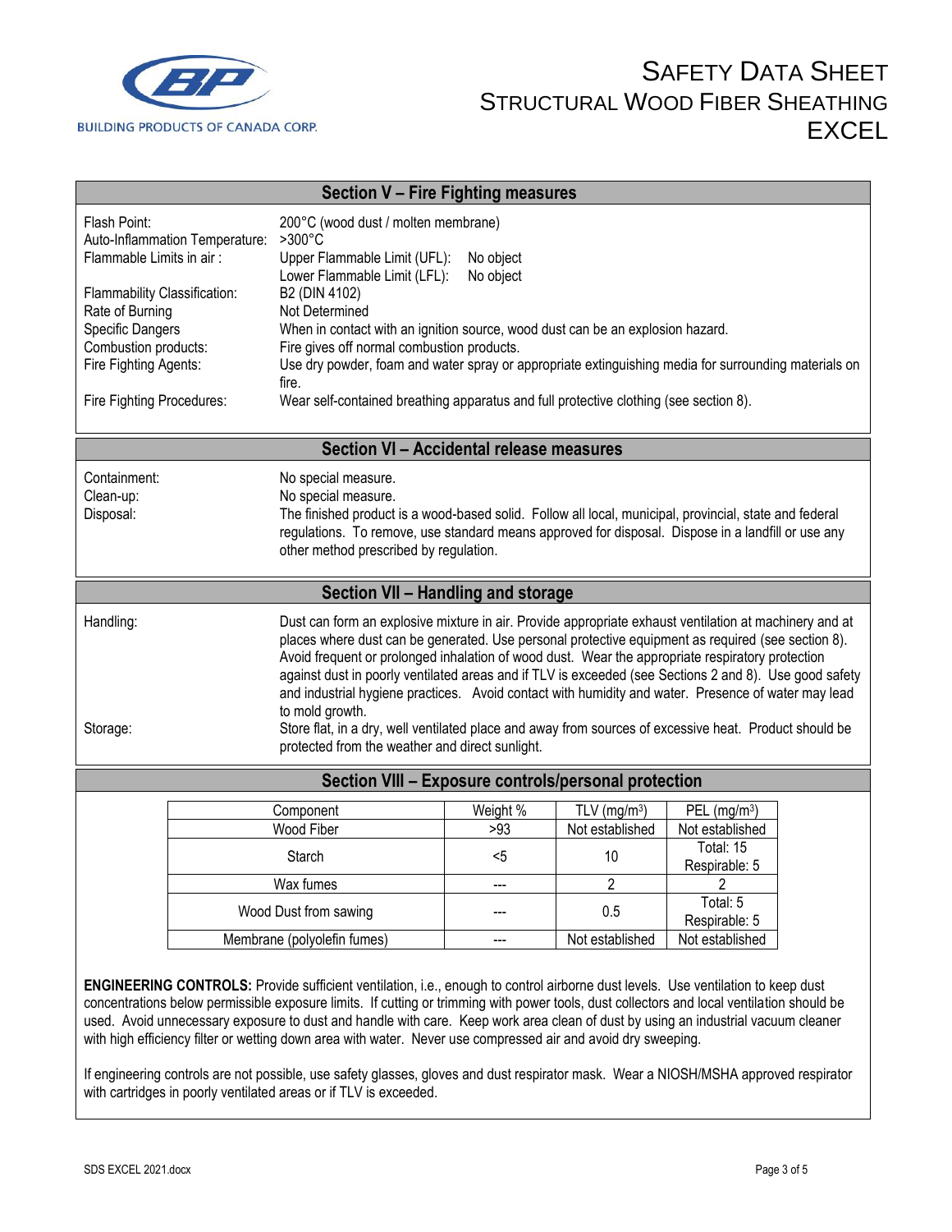## Section V – Fire Fighting measures

| | |
|---|---|
| Flash Point: | 200°C (wood dust / molten membrane) |
| Auto-Inflammation Temperature: | >300°C |
| Flammable Limits in air : | Upper Flammable Limit (UFL): No object<br>Lower Flammable Limit (LFL): No object |
| Flammability Classification: | B2 (DIN 4102) |
| Rate of Burning | Not Determined |
| Specific Dangers | When in contact with an ignition source, wood dust can be an explosion hazard. |
| Combustion products: | Fire gives off normal combustion products. |
| Fire Fighting Agents: | Use dry powder, foam and water spray or appropriate extinguishing media for surrounding materials on fire. |
| Fire Fighting Procedures: | Wear self-contained breathing apparatus and full protective clothing (see section 8). |

## Section VI – Accidental release measures

| | |
|---|---|
| Containment: | No special measure. |
| Clean-up: | No special measure. |
| Disposal: | The finished product is a wood-based solid. Follow all local, municipal, provincial, state and federal regulations. To remove, use standard means approved for disposal. Dispose in a landfill or use any other method prescribed by regulation. |

## Section VII – Handling and storage

| | |
|---|---|
| Handling: | Dust can form an explosive mixture in air. Provide appropriate exhaust ventilation at machinery and at places where dust can be generated. Use personal protective equipment as required (see section 8). Avoid frequent or prolonged inhalation of wood dust. Wear the appropriate respiratory protection against dust in poorly ventilated areas and if TLV is exceeded (see Sections 2 and 8). Use good safety and industrial hygiene practices. Avoid contact with humidity and water. Presence of water may lead to mold growth. |
| Storage: | Store flat, in a dry, well ventilated place and away from sources of excessive heat. Product should be protected from the weather and direct sunlight. |

## Section VIII – Exposure controls/personal protection

| Component | Weight % | TLV ($mg/m^3$) | PEL ($mg/m^3$) |
|---|---|---|---|
| Wood Fiber | >93 | Not established | Not established |
| Starch | <5 | 10 | Total: 15<br>Respirable: 5 |
| Wax fumes | --- | 2 | 2 |
| Wood Dust from sawing | --- | 0.5 | Total: 5<br>Respirable: 5 |
| Membrane (polyolefin fumes) | --- | Not established | Not established |

**ENGINEERING CONTROLS:** Provide sufficient ventilation, i.e., enough to control airborne dust levels. Use ventilation to keep dust concentrations below permissible exposure limits. If cutting or trimming with power tools, dust collectors and local ventilation should be used. Avoid unnecessary exposure to dust and handle with care. Keep work area clean of dust by using an industrial vacuum cleaner with high efficiency filter or wetting down area with water. Never use compressed air and avoid dry sweeping.

If engineering controls are not possible, use safety glasses, gloves and dust respirator mask. Wear a NIOSH/MSHA approved respirator with cartridges in poorly ventilated areas or if TLV is exceeded.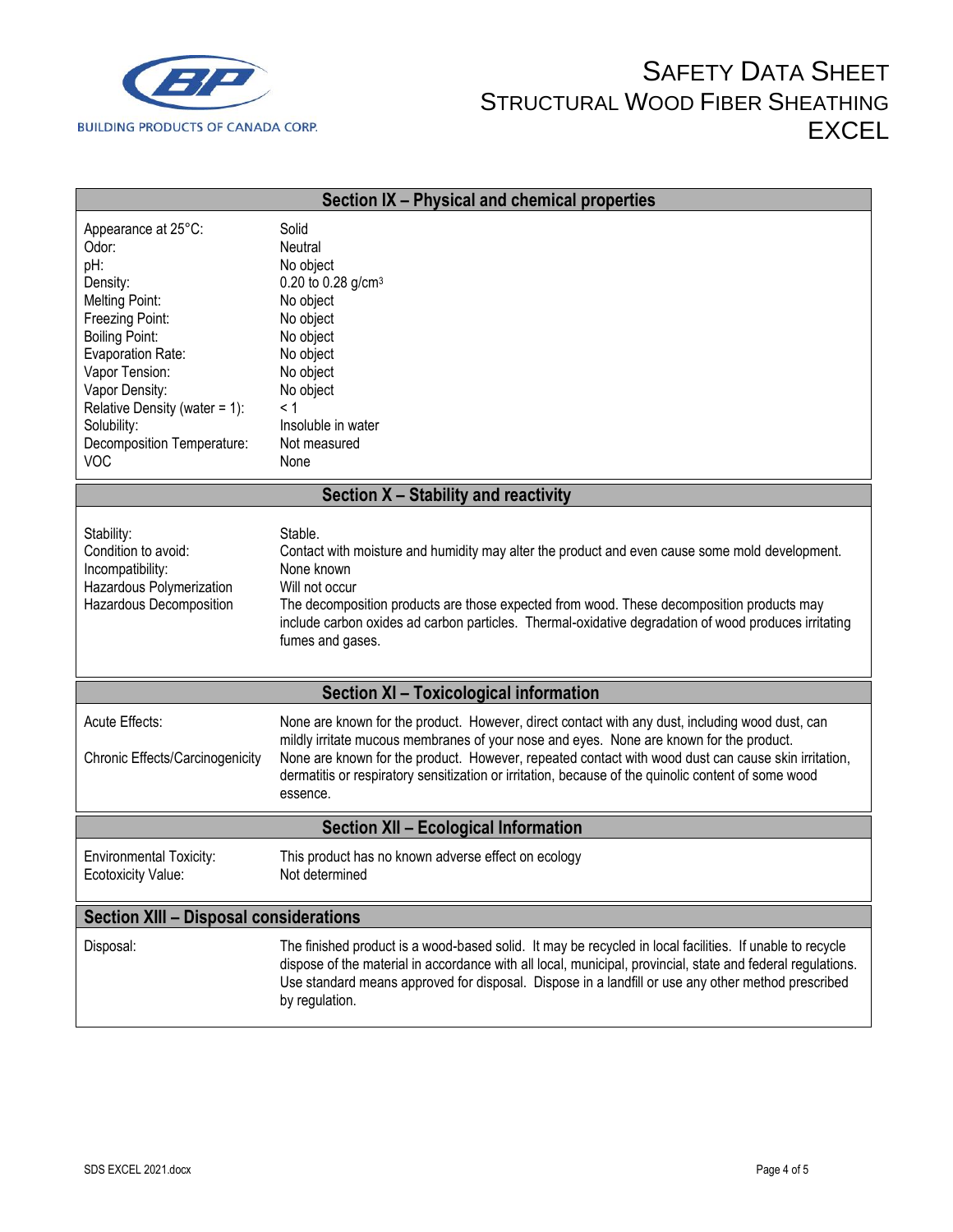## Section IX – Physical and chemical properties

| | |
|---|---|
| Appearance at 25°C: | Solid |
| Odor: | Neutral |
| pH: | No object |
| Density: | 0.20 to 0.28 g/cm$^3$ |
| Melting Point: | No object |
| Freezing Point: | No object |
| Boiling Point: | No object |
| Evaporation Rate: | No object |
| Vapor Tension: | No object |
| Vapor Density: | No object |
| Relative Density (water = 1): | < 1 |
| Solubility: | Insoluble in water |
| Decomposition Temperature: | Not measured |
| VOC | None |

## Section X – Stability and reactivity

| | |
|---|---|
| Stability: | Stable. |
| Condition to avoid: | Contact with moisture and humidity may alter the product and even cause some mold development. |
| Incompatibility: | None known |
| Hazardous Polymerization | Will not occur |
| Hazardous Decomposition | The decomposition products are those expected from wood. These decomposition products may include carbon oxides ad carbon particles. Thermal-oxidative degradation of wood produces irritating fumes and gases. |

## Section XI – Toxicological information

| | |
|---|---|
| Acute Effects: | None are known for the product. However, direct contact with any dust, including wood dust, can mildly irritate mucous membranes of your nose and eyes. None are known for the product. |
| Chronic Effects/Carcinogenicity | None are known for the product. However, repeated contact with wood dust can cause skin irritation, dermatitis or respiratory sensitization or irritation, because of the quinolic content of some wood essence. |

## Section XII – Ecological Information

| | |
|---|---|
| Environmental Toxicity: | This product has no known adverse effect on ecology |
| Ecotoxicity Value: | Not determined |

## Section XIII – Disposal considerations

| | |
|---|---|
| Disposal: | The finished product is a wood-based solid. It may be recycled in local facilities. If unable to recycle dispose of the material in accordance with all local, municipal, provincial, state and federal regulations. Use standard means approved for disposal. Dispose in a landfill or use any other method prescribed by regulation. |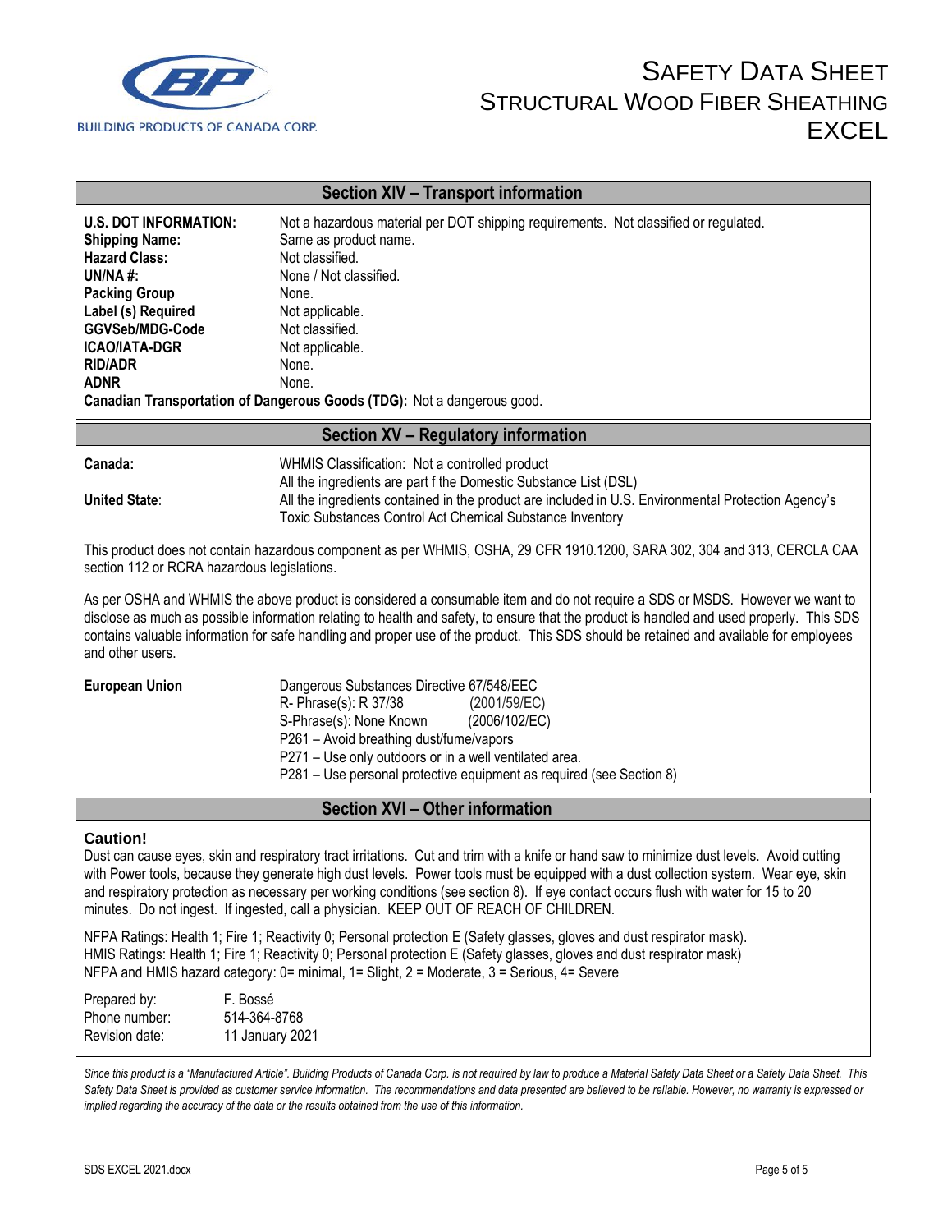# SAFETY DATA SHEET STRUCTURAL WOOD FIBER SHEATHING EXCEL

BUILDING PRODUCTS OF CANADA CORP.

## Section XIV – Transport information

| | |
|---|---|
| **U.S. DOT INFORMATION:** | Not a hazardous material per DOT shipping requirements. Not classified or regulated. |
| **Shipping Name:** | Same as product name. |
| **Hazard Class:** | Not classified. |
| **UN/NA #:** | None / Not classified. |
| **Packing Group** | None. |
| **Label (s) Required** | Not applicable. |
| **GGVSeb/MDG-Code** | Not classified. |
| **ICAO/IATA-DGR** | Not applicable. |
| **RID/ADR** | None. |
| **ADNR** | None. |

**Canadian Transportation of Dangerous Goods (TDG):** Not a dangerous good.

## Section XV – Regulatory information

| | |
|---|---|
| **Canada:** | WHMIS Classification: Not a controlled product<br>All the ingredients are part f the Domestic Substance List (DSL) |
| **United State**: | All the ingredients contained in the product are included in U.S. Environmental Protection Agency's Toxic Substances Control Act Chemical Substance Inventory |

This product does not contain hazardous component as per WHMIS, OSHA, 29 CFR 1910.1200, SARA 302, 304 and 313, CERCLA CAA section 112 or RCRA hazardous legislations.

As per OSHA and WHMIS the above product is considered a consumable item and do not require a SDS or MSDS. However we want to disclose as much as possible information relating to health and safety, to ensure that the product is handled and used properly. This SDS contains valuable information for safe handling and proper use of the product. This SDS should be retained and available for employees and other users.

**European Union**

Dangerous Substances Directive 67/548/EEC
R- Phrase(s): R 37/38 (2001/59/EC)
S-Phrase(s): None Known (2006/102/EC)
P261 – Avoid breathing dust/fume/vapors
P271 – Use only outdoors or in a well ventilated area.
P281 – Use personal protective equipment as required (see Section 8)

## Section XVI – Other information

**Caution!**

Dust can cause eyes, skin and respiratory tract irritations. Cut and trim with a knife or hand saw to minimize dust levels. Avoid cutting with Power tools, because they generate high dust levels. Power tools must be equipped with a dust collection system. Wear eye, skin and respiratory protection as necessary per working conditions (see section 8). If eye contact occurs flush with water for 15 to 20 minutes. Do not ingest. If ingested, call a physician. KEEP OUT OF REACH OF CHILDREN.

NFPA Ratings: Health 1; Fire 1; Reactivity 0; Personal protection E (Safety glasses, gloves and dust respirator mask).
HMIS Ratings: Health 1; Fire 1; Reactivity 0; Personal protection E (Safety glasses, gloves and dust respirator mask)
NFPA and HMIS hazard category: 0= minimal, 1= Slight, 2 = Moderate, 3 = Serious, 4= Severe

| | |
|---|---|
| Prepared by: | F. Bossé |
| Phone number: | 514-364-8768 |
| Revision date: | 11 January 2021 |

*Since this product is a "Manufactured Article". Building Products of Canada Corp. is not required by law to produce a Material Safety Data Sheet or a Safety Data Sheet. This Safety Data Sheet is provided as customer service information. The recommendations and data presented are believed to be reliable. However, no warranty is expressed or implied regarding the accuracy of the data or the results obtained from the use of this information.*